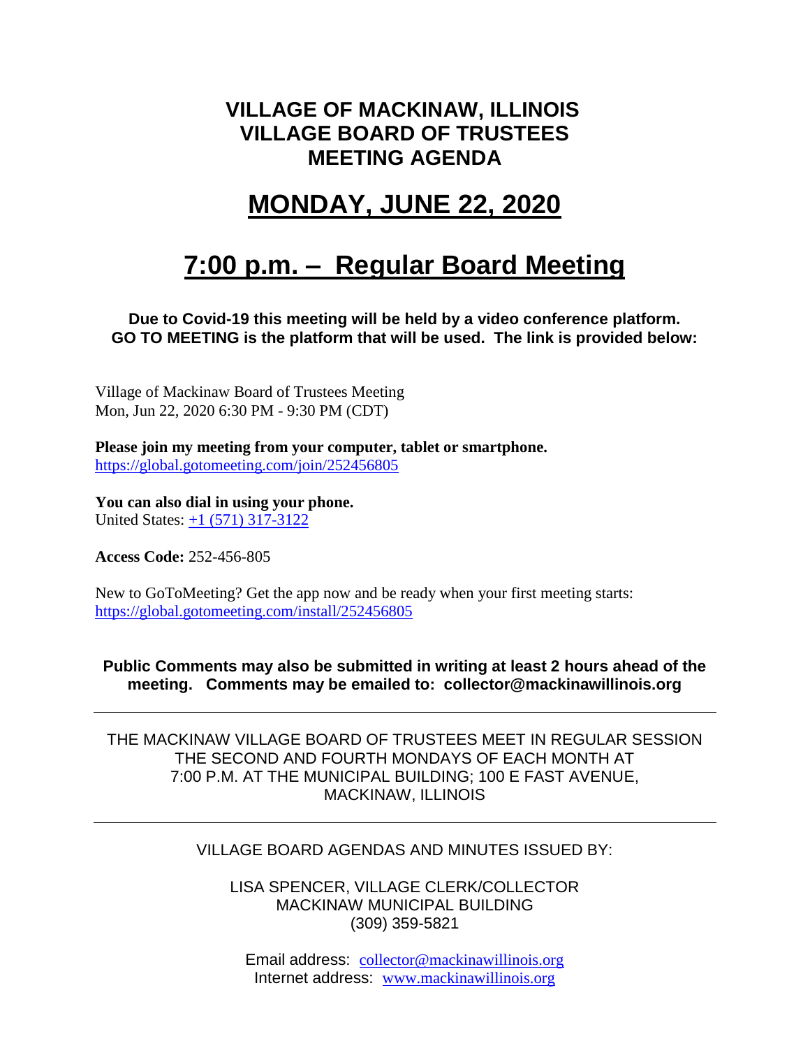# VILLAGE OF MACKINAW, ILLINOIS
# VILLAGE BOARD OF TRUSTEES
# MEETING AGENDA

## MONDAY, JUNE 22, 2020

## 7:00 p.m. – Regular Board Meeting

**Due to Covid-19 this meeting will be held by a video conference platform. GO TO MEETING is the platform that will be used. The link is provided below:**

Village of Mackinaw Board of Trustees Meeting
Mon, Jun 22, 2020 6:30 PM - 9:30 PM (CDT)

**Please join my meeting from your computer, tablet or smartphone.**
https://global.gotomeeting.com/join/252456805

**You can also dial in using your phone.**
United States: +1 (571) 317-3122

**Access Code:** 252-456-805

New to GoToMeeting? Get the app now and be ready when your first meeting starts:
https://global.gotomeeting.com/install/252456805

**Public Comments may also be submitted in writing at least 2 hours ahead of the meeting. Comments may be emailed to: collector@mackinawillinois.org**

---

THE MACKINAW VILLAGE BOARD OF TRUSTEES MEET IN REGULAR SESSION THE SECOND AND FOURTH MONDAYS OF EACH MONTH AT 7:00 P.M. AT THE MUNICIPAL BUILDING; 100 E FAST AVENUE, MACKINAW, ILLINOIS

---

VILLAGE BOARD AGENDAS AND MINUTES ISSUED BY:

LISA SPENCER, VILLAGE CLERK/COLLECTOR
MACKINAW MUNICIPAL BUILDING
(309) 359-5821

Email address: collector@mackinawillinois.org
Internet address: www.mackinawillinois.org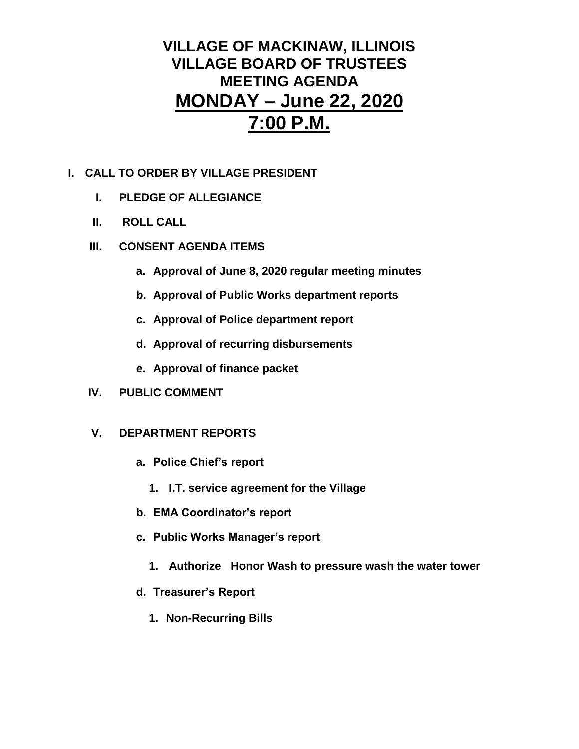# VILLAGE OF MACKINAW, ILLINOIS
# VILLAGE BOARD OF TRUSTEES
# MEETING AGENDA
# MONDAY – June 22, 2020
# 7:00 P.M.

**I. CALL TO ORDER BY VILLAGE PRESIDENT**

- **I. PLEDGE OF ALLEGIANCE**
- **II. ROLL CALL**
- **III. CONSENT AGENDA ITEMS**
  - **a. Approval of June 8, 2020 regular meeting minutes**
  - **b. Approval of Public Works department reports**
  - **c. Approval of Police department report**
  - **d. Approval of recurring disbursements**
  - **e. Approval of finance packet**
- **IV. PUBLIC COMMENT**
- **V. DEPARTMENT REPORTS**
  - **a. Police Chief's report**
    - **1. I.T. service agreement for the Village**
  - **b. EMA Coordinator's report**
  - **c. Public Works Manager's report**
    - **1. Authorize Honor Wash to pressure wash the water tower**
  - **d. Treasurer's Report**
    - **1. Non-Recurring Bills**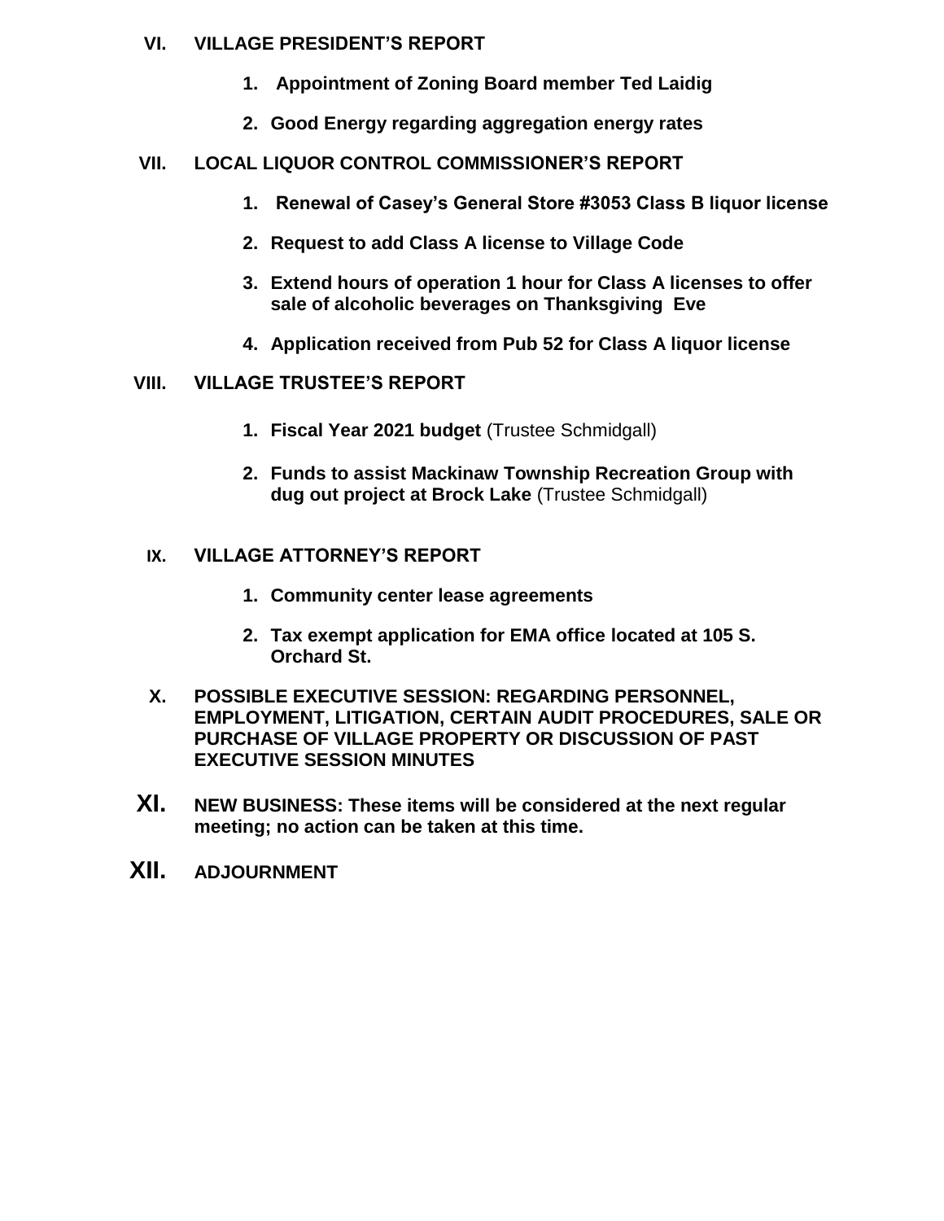## VI. VILLAGE PRESIDENT'S REPORT

1. **Appointment of Zoning Board member Ted Laidig**
2. **Good Energy regarding aggregation energy rates**

## VII. LOCAL LIQUOR CONTROL COMMISSIONER'S REPORT

1. **Renewal of Casey's General Store #3053 Class B liquor license**
2. **Request to add Class A license to Village Code**
3. **Extend hours of operation 1 hour for Class A licenses to offer sale of alcoholic beverages on Thanksgiving Eve**
4. **Application received from Pub 52 for Class A liquor license**

## VIII. VILLAGE TRUSTEE'S REPORT

1. **Fiscal Year 2021 budget** (Trustee Schmidgall)
2. **Funds to assist Mackinaw Township Recreation Group with dug out project at Brock Lake** (Trustee Schmidgall)

## IX. VILLAGE ATTORNEY'S REPORT

1. **Community center lease agreements**
2. **Tax exempt application for EMA office located at 105 S. Orchard St.**

## X. POSSIBLE EXECUTIVE SESSION: REGARDING PERSONNEL, EMPLOYMENT, LITIGATION, CERTAIN AUDIT PROCEDURES, SALE OR PURCHASE OF VILLAGE PROPERTY OR DISCUSSION OF PAST EXECUTIVE SESSION MINUTES

## XI. NEW BUSINESS: These items will be considered at the next regular meeting; no action can be taken at this time.

## XII. ADJOURNMENT